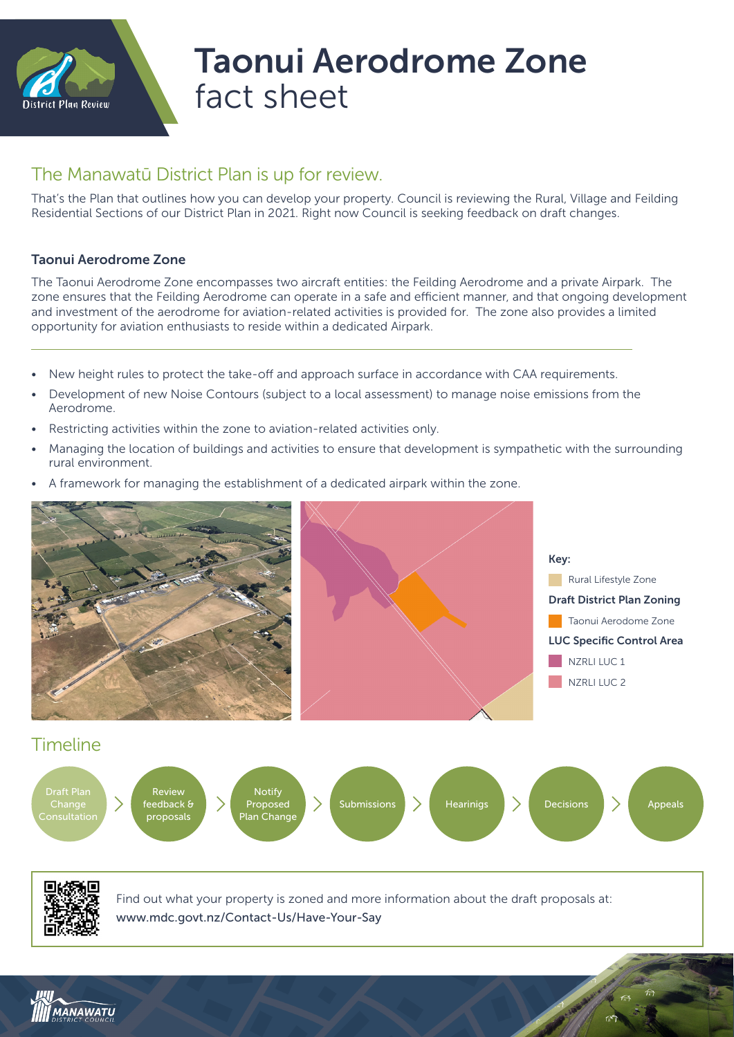# Taonui Aerodrome Zone fact sheet

## The Manawatū District Plan is up for review.

That's the Plan that outlines how you can develop your property. Council is reviewing the Rural, Village and Feilding Residential Sections of our District Plan in 2021. Right now Council is seeking feedback on draft changes.

### Taonui Aerodrome Zone

The Taonui Aerodrome Zone encompasses two aircraft entities: the Feilding Aerodrome and a private Airpark. The zone ensures that the Feilding Aerodrome can operate in a safe and efficient manner, and that ongoing development and investment of the aerodrome for aviation-related activities is provided for. The zone also provides a limited opportunity for aviation enthusiasts to reside within a dedicated Airpark.

- New height rules to protect the take-off and approach surface in accordance with CAA requirements.
- Development of new Noise Contours (subject to a local assessment) to manage noise emissions from the Aerodrome.
- Restricting activities within the zone to aviation-related activities only.
- Managing the location of buildings and activities to ensure that development is sympathetic with the surrounding rural environment.
- A framework for managing the establishment of a dedicated airpark within the zone.

**Key:**

Rural Lifestyle Zone

**Draft District Plan Zoning**

Taonui Aerodrome Zone

**LUC Specific Control Area**

NZRLI LUC 1

NZRLI LUC 2

## Timeline

Draft Plan Change Consultation > Review feedback & proposals > Notify Proposed Plan Change > Submissions > Hearinigs > Decisions > Appeals

Find out what your property is zoned and more information about the draft proposals at:
www.mdc.govt.nz/Contact-Us/Have-Your-Say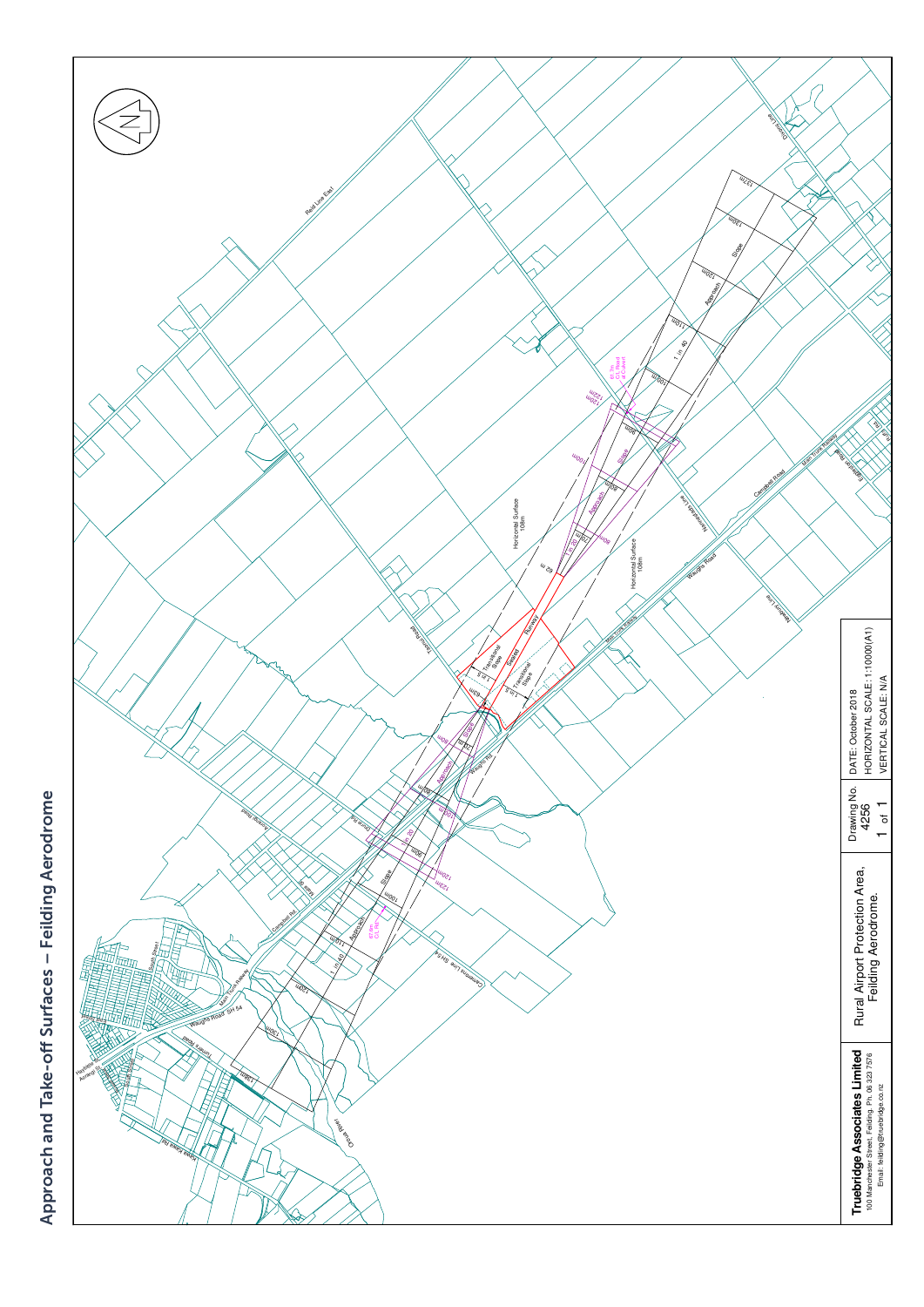# Approach and Take-off Surfaces – Feilding Aerodrome

Reid Line East

Dixons Line

137m

130m

Slope

120m

Approach

110m

1 in 40

100m

93.7m
CL Road
at Culvert

122m
120m

90m

Slope

100m

Approach

80m

Horizontal Surface
108m

1 in 20

80m

70m

Horizontal Surface
108m

60 m

Campbell Road

Main Trunk Railway

Eyre Road

Tane Road

Runway

Waughs Road

Newbury Line

Transitional
Slope

1 in 5

Sealed

Transitional
Slope

1 in 5

Tuna Road

Main Trunk Railway

Waughs Rd

Kimbolton Road

Derby Rd

1 in 20

Approach

Slope

120m
122m

100m

Main St

Campbell Rd

87.4m
CL Rd

Approach

1 in 40

110m

120m

130m

Cemetery Line SH 54

South Street

Main Trunk Railway

Waughs Road SH 54

Turners Road

Hamilton St
Aorangi St

Kawa Kawa Rd

Oroua River

**Truebridge Associates Limited**
100 Manchester Street, Feilding. Ph. 06 323 7576
Email: feilding@truebridge.co.nz

Rural Airport Protection Area,
Feilding Aerodrome.

Drawing No.
4256
1 of 1

DATE: October 2018
HORIZONTAL SCALE: 1:10000(A1)
VERTICAL SCALE: N/A